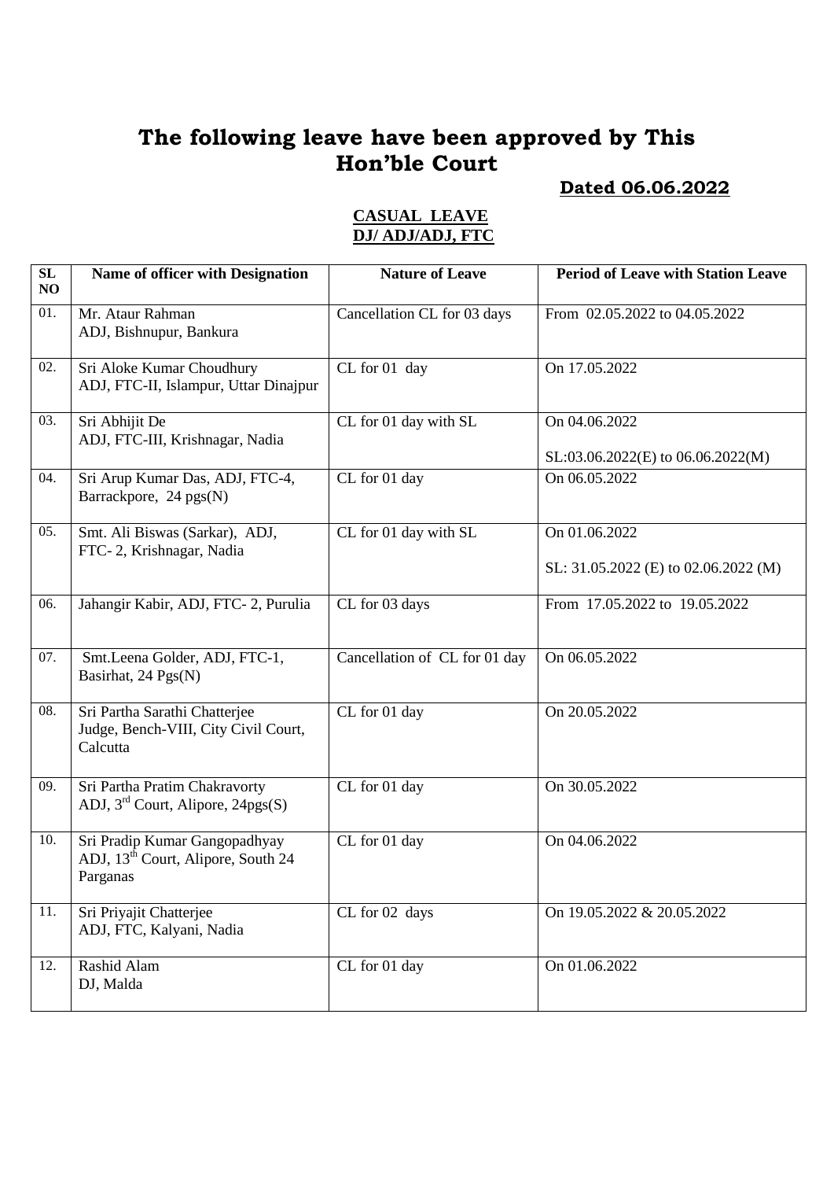# The following leave have been approved by This Hon'ble Court

**Dated 06.06.2022**

**CASUAL LEAVE**
**DJ/ ADJ/ADJ, FTC**

| SL NO | Name of officer with Designation | Nature of Leave | Period of Leave with Station Leave |
|---|---|---|---|
| 01. | Mr. Ataur Rahman<br>ADJ, Bishnupur, Bankura | Cancellation CL for 03 days | From 02.05.2022 to 04.05.2022 |
| 02. | Sri Aloke Kumar Choudhury<br>ADJ, FTC-II, Islampur, Uttar Dinajpur | CL for 01 day | On 17.05.2022 |
| 03. | Sri Abhijit De<br>ADJ, FTC-III, Krishnagar, Nadia | CL for 01 day with SL | On 04.06.2022<br><br>SL:03.06.2022(E) to 06.06.2022(M) |
| 04. | Sri Arup Kumar Das, ADJ, FTC-4, Barrackpore, 24 pgs(N) | CL for 01 day | On 06.05.2022 |
| 05. | Smt. Ali Biswas (Sarkar), ADJ, FTC- 2, Krishnagar, Nadia | CL for 01 day with SL | On 01.06.2022<br><br>SL: 31.05.2022 (E) to 02.06.2022 (M) |
| 06. | Jahangir Kabir, ADJ, FTC- 2, Purulia | CL for 03 days | From 17.05.2022 to 19.05.2022 |
| 07. | Smt.Leena Golder, ADJ, FTC-1, Basirhat, 24 Pgs(N) | Cancellation of CL for 01 day | On 06.05.2022 |
| 08. | Sri Partha Sarathi Chatterjee<br>Judge, Bench-VIII, City Civil Court, Calcutta | CL for 01 day | On 20.05.2022 |
| 09. | Sri Partha Pratim Chakravorty<br>ADJ, 3rd Court, Alipore, 24pgs(S) | CL for 01 day | On 30.05.2022 |
| 10. | Sri Pradip Kumar Gangopadhyay<br>ADJ, 13th Court, Alipore, South 24 Parganas | CL for 01 day | On 04.06.2022 |
| 11. | Sri Priyajit Chatterjee<br>ADJ, FTC, Kalyani, Nadia | CL for 02 days | On 19.05.2022 & 20.05.2022 |
| 12. | Rashid Alam<br>DJ, Malda | CL for 01 day | On 01.06.2022 |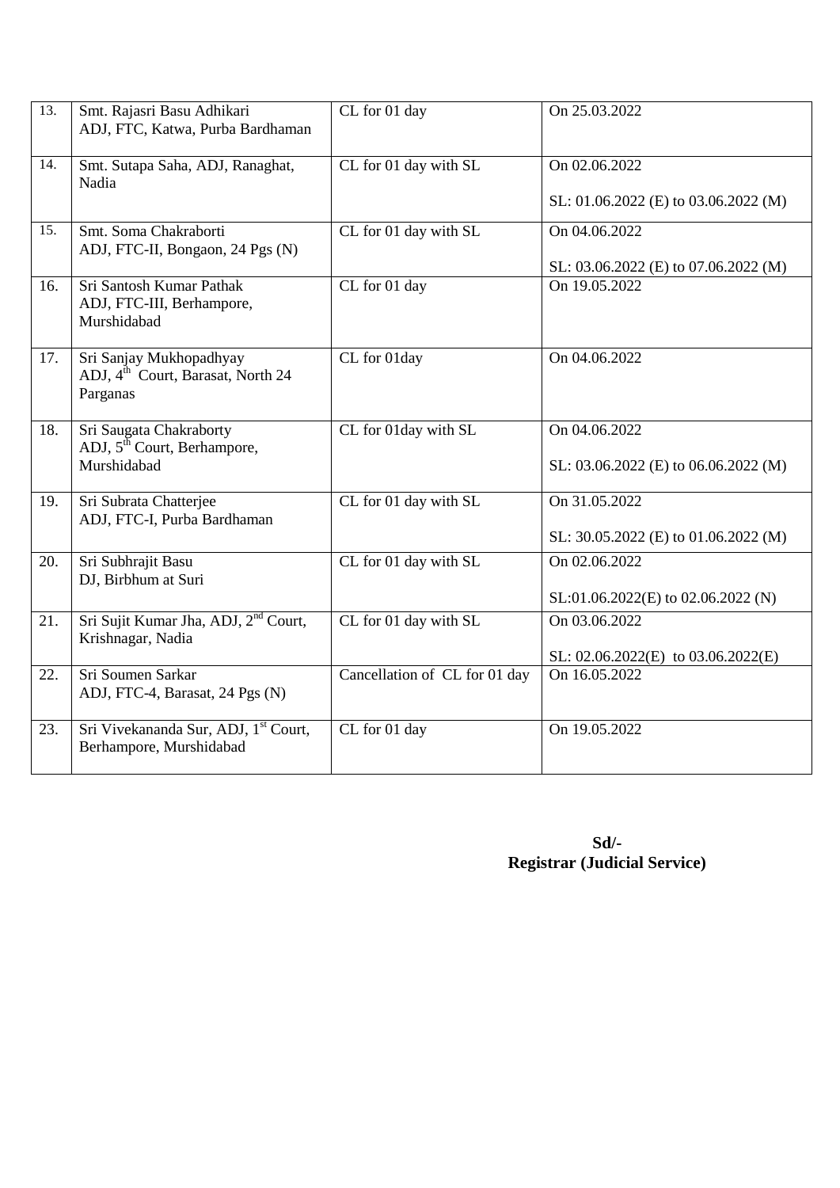| | | | |
|---|---|---|---|
| 13. | Smt. Rajasri Basu Adhikari<br>ADJ, FTC, Katwa, Purba Bardhaman | CL for 01 day | On 25.03.2022 |
| 14. | Smt. Sutapa Saha, ADJ, Ranaghat, Nadia | CL for 01 day with SL | On 02.06.2022<br><br>SL: 01.06.2022 (E) to 03.06.2022 (M) |
| 15. | Smt. Soma Chakraborti<br>ADJ, FTC-II, Bongaon, 24 Pgs (N) | CL for 01 day with SL | On 04.06.2022<br><br>SL: 03.06.2022 (E) to 07.06.2022 (M) |
| 16. | Sri Santosh Kumar Pathak<br>ADJ, FTC-III, Berhampore, Murshidabad | CL for 01 day | On 19.05.2022 |
| 17. | Sri Sanjay Mukhopadhyay<br>ADJ, 4th Court, Barasat, North 24 Parganas | CL for 01day | On 04.06.2022 |
| 18. | Sri Saugata Chakraborty<br>ADJ, 5th Court, Berhampore, Murshidabad | CL for 01day with SL | On 04.06.2022<br><br>SL: 03.06.2022 (E) to 06.06.2022 (M) |
| 19. | Sri Subrata Chatterjee<br>ADJ, FTC-I, Purba Bardhaman | CL for 01 day with SL | On 31.05.2022<br><br>SL: 30.05.2022 (E) to 01.06.2022 (M) |
| 20. | Sri Subhrajit Basu<br>DJ, Birbhum at Suri | CL for 01 day with SL | On 02.06.2022<br><br>SL:01.06.2022(E) to 02.06.2022 (N) |
| 21. | Sri Sujit Kumar Jha, ADJ, 2nd Court, Krishnagar, Nadia | CL for 01 day with SL | On 03.06.2022<br><br>SL: 02.06.2022(E) to 03.06.2022(E) |
| 22. | Sri Soumen Sarkar<br>ADJ, FTC-4, Barasat, 24 Pgs (N) | Cancellation of CL for 01 day | On 16.05.2022 |
| 23. | Sri Vivekananda Sur, ADJ, 1st Court, Berhampore, Murshidabad | CL for 01 day | On 19.05.2022 |

**Sd/-**
**Registrar (Judicial Service)**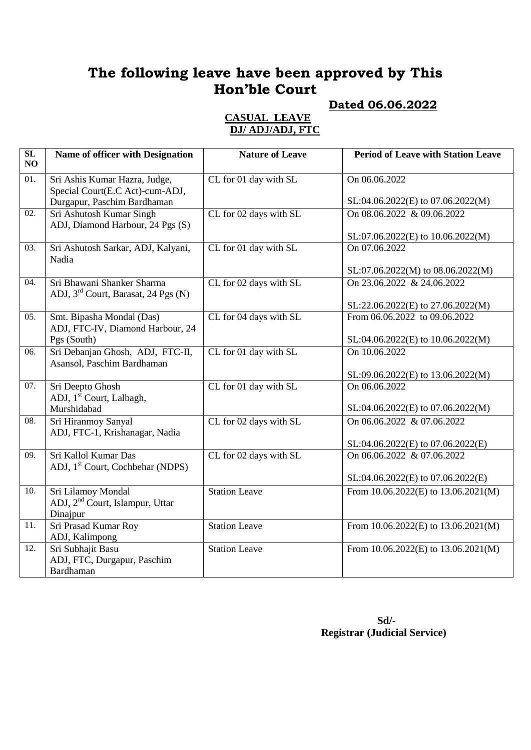# The following leave have been approved by This Hon'ble Court

**Dated 06.06.2022**

**CASUAL LEAVE**
**DJ/ ADJ/ADJ, FTC**

| SL NO | Name of officer with Designation | Nature of Leave | Period of Leave with Station Leave |
|---|---|---|---|
| 01. | Sri Ashis Kumar Hazra, Judge, Special Court(E.C Act)-cum-ADJ, Durgapur, Paschim Bardhaman | CL for 01 day with SL | On 06.06.2022<br><br>SL:04.06.2022(E) to 07.06.2022(M) |
| 02. | Sri Ashutosh Kumar Singh ADJ, Diamond Harbour, 24 Pgs (S) | CL for 02 days with SL | On 08.06.2022 & 09.06.2022<br><br>SL:07.06.2022(E) to 10.06.2022(M) |
| 03. | Sri Ashutosh Sarkar, ADJ, Kalyani, Nadia | CL for 01 day with SL | On 07.06.2022<br><br>SL:07.06.2022(M) to 08.06.2022(M) |
| 04. | Sri Bhawani Shanker Sharma ADJ, 3rd Court, Barasat, 24 Pgs (N) | CL for 02 days with SL | On 23.06.2022 & 24.06.2022<br><br>SL:22.06.2022(E) to 27.06.2022(M) |
| 05. | Smt. Bipasha Mondal (Das) ADJ, FTC-IV, Diamond Harbour, 24 Pgs (South) | CL for 04 days with SL | From 06.06.2022 to 09.06.2022<br><br>SL:04.06.2022(E) to 10.06.2022(M) |
| 06. | Sri Debanjan Ghosh, ADJ, FTC-II, Asansol, Paschim Bardhaman | CL for 01 day with SL | On 10.06.2022<br><br>SL:09.06.2022(E) to 13.06.2022(M) |
| 07. | Sri Deepto Ghosh ADJ, 1st Court, Lalbagh, Murshidabad | CL for 01 day with SL | On 06.06.2022<br><br>SL:04.06.2022(E) to 07.06.2022(M) |
| 08. | Sri Hiranmoy Sanyal ADJ, FTC-1, Krishanagar, Nadia | CL for 02 days with SL | On 06.06.2022 & 07.06.2022<br><br>SL:04.06.2022(E) to 07.06.2022(E) |
| 09. | Sri Kallol Kumar Das ADJ, 1st Court, Cochbehar (NDPS) | CL for 02 days with SL | On 06.06.2022 & 07.06.2022<br><br>SL:04.06.2022(E) to 07.06.2022(E) |
| 10. | Sri Lilamoy Mondal ADJ, 2nd Court, Islampur, Uttar Dinajpur | Station Leave | From 10.06.2022(E) to 13.06.2021(M) |
| 11. | Sri Prasad Kumar Roy ADJ, Kalimpong | Station Leave | From 10.06.2022(E) to 13.06.2021(M) |
| 12. | Sri Subhajit Basu ADJ, FTC, Durgapur, Paschim Bardhaman | Station Leave | From 10.06.2022(E) to 13.06.2021(M) |

**Sd/-**
**Registrar (Judicial Service)**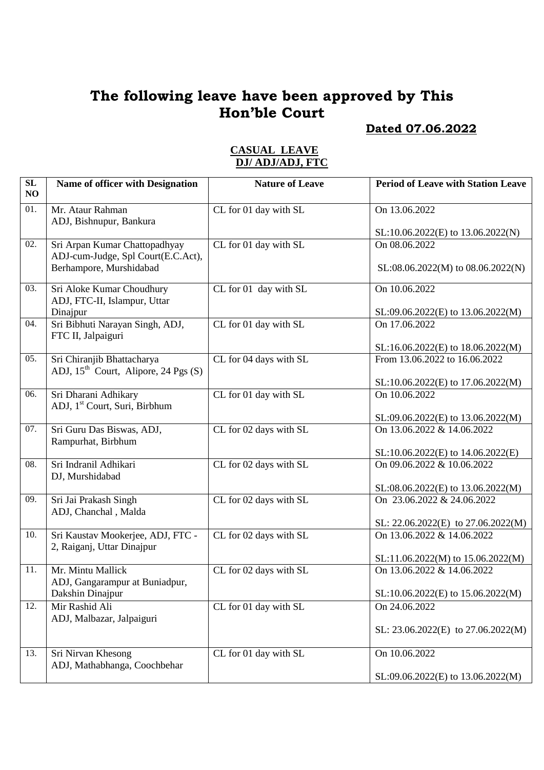# The following leave have been approved by This Hon'ble Court

**Dated 07.06.2022**

**CASUAL LEAVE**
**DJ/ ADJ/ADJ, FTC**

| SL NO | Name of officer with Designation | Nature of Leave | Period of Leave with Station Leave |
|---|---|---|---|
| 01. | Mr. Ataur Rahman<br>ADJ, Bishnupur, Bankura | CL for 01 day with SL | On 13.06.2022<br><br>SL:10.06.2022(E) to 13.06.2022(N) |
| 02. | Sri Arpan Kumar Chattopadhyay<br>ADJ-cum-Judge, Spl Court(E.C.Act), Berhampore, Murshidabad | CL for 01 day with SL | On 08.06.2022<br><br>SL:08.06.2022(M) to 08.06.2022(N) |
| 03. | Sri Aloke Kumar Choudhury<br>ADJ, FTC-II, Islampur, Uttar Dinajpur | CL for 01 day with SL | On 10.06.2022<br><br>SL:09.06.2022(E) to 13.06.2022(M) |
| 04. | Sri Bibhuti Narayan Singh, ADJ, FTC II, Jalpaiguri | CL for 01 day with SL | On 17.06.2022<br><br>SL:16.06.2022(E) to 18.06.2022(M) |
| 05. | Sri Chiranjib Bhattacharya<br>ADJ, 15th Court, Alipore, 24 Pgs (S) | CL for 04 days with SL | From 13.06.2022 to 16.06.2022<br><br>SL:10.06.2022(E) to 17.06.2022(M) |
| 06. | Sri Dharani Adhikary<br>ADJ, 1st Court, Suri, Birbhum | CL for 01 day with SL | On 10.06.2022<br><br>SL:09.06.2022(E) to 13.06.2022(M) |
| 07. | Sri Guru Das Biswas, ADJ, Rampurhat, Birbhum | CL for 02 days with SL | On 13.06.2022 & 14.06.2022<br><br>SL:10.06.2022(E) to 14.06.2022(E) |
| 08. | Sri Indranil Adhikari<br>DJ, Murshidabad | CL for 02 days with SL | On 09.06.2022 & 10.06.2022<br><br>SL:08.06.2022(E) to 13.06.2022(M) |
| 09. | Sri Jai Prakash Singh<br>ADJ, Chanchal , Malda | CL for 02 days with SL | On 23.06.2022 & 24.06.2022<br><br>SL: 22.06.2022(E) to 27.06.2022(M) |
| 10. | Sri Kaustav Mookerjee, ADJ, FTC - 2, Raiganj, Uttar Dinajpur | CL for 02 days with SL | On 13.06.2022 & 14.06.2022<br><br>SL:11.06.2022(M) to 15.06.2022(M) |
| 11. | Mr. Mintu Mallick<br>ADJ, Gangarampur at Buniadpur, Dakshin Dinajpur | CL for 02 days with SL | On 13.06.2022 & 14.06.2022<br><br>SL:10.06.2022(E) to 15.06.2022(M) |
| 12. | Mir Rashid Ali<br>ADJ, Malbazar, Jalpaiguri | CL for 01 day with SL | On 24.06.2022<br><br>SL: 23.06.2022(E) to 27.06.2022(M) |
| 13. | Sri Nirvan Khesong<br>ADJ, Mathabhanga, Coochbehar | CL for 01 day with SL | On 10.06.2022<br><br>SL:09.06.2022(E) to 13.06.2022(M) |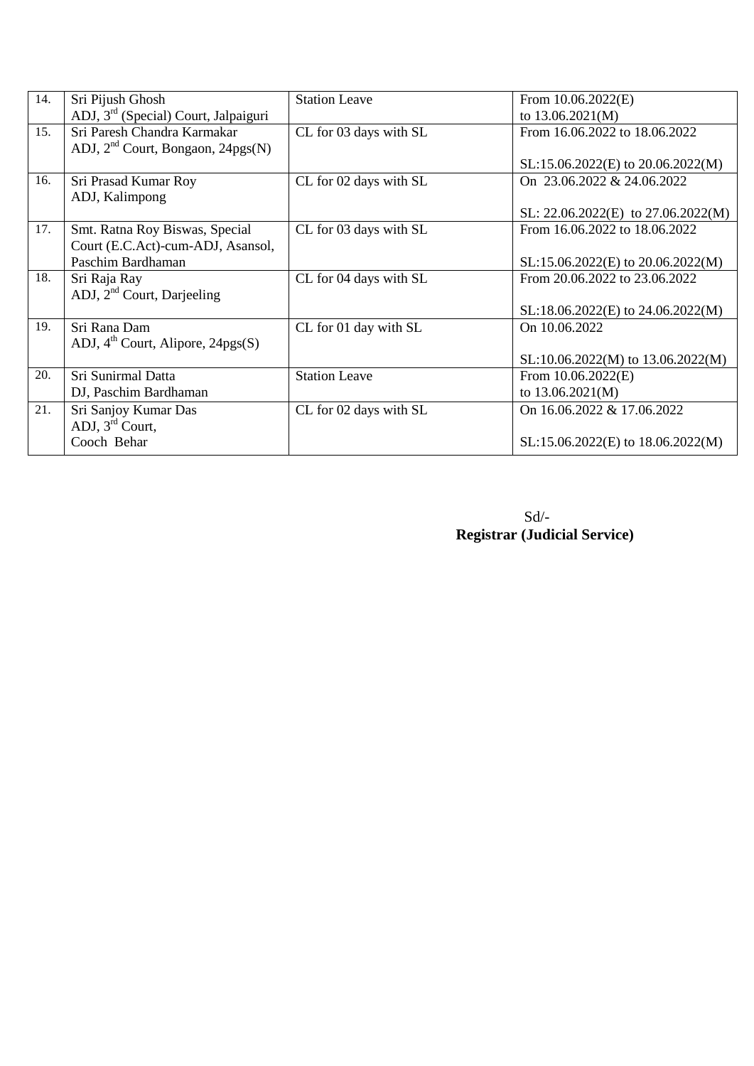| 14. | Sri Pijush Ghosh<br>ADJ, 3rd (Special) Court, Jalpaiguri | Station Leave | From 10.06.2022(E)<br>to 13.06.2021(M) |
|---|---|---|---|
| 15. | Sri Paresh Chandra Karmakar<br>ADJ, 2nd Court, Bongaon, 24pgs(N) | CL for 03 days with SL | From 16.06.2022 to 18.06.2022<br><br>SL:15.06.2022(E) to 20.06.2022(M) |
| 16. | Sri Prasad Kumar Roy<br>ADJ, Kalimpong | CL for 02 days with SL | On 23.06.2022 & 24.06.2022<br><br>SL: 22.06.2022(E) to 27.06.2022(M) |
| 17. | Smt. Ratna Roy Biswas, Special Court (E.C.Act)-cum-ADJ, Asansol, Paschim Bardhaman | CL for 03 days with SL | From 16.06.2022 to 18.06.2022<br><br>SL:15.06.2022(E) to 20.06.2022(M) |
| 18. | Sri Raja Ray<br>ADJ, 2nd Court, Darjeeling | CL for 04 days with SL | From 20.06.2022 to 23.06.2022<br><br>SL:18.06.2022(E) to 24.06.2022(M) |
| 19. | Sri Rana Dam<br>ADJ, 4th Court, Alipore, 24pgs(S) | CL for 01 day with SL | On 10.06.2022<br><br>SL:10.06.2022(M) to 13.06.2022(M) |
| 20. | Sri Sunirmal Datta<br>DJ, Paschim Bardhaman | Station Leave | From 10.06.2022(E)<br>to 13.06.2021(M) |
| 21. | Sri Sanjoy Kumar Das<br>ADJ, 3rd Court,<br>Cooch Behar | CL for 02 days with SL | On 16.06.2022 & 17.06.2022<br><br>SL:15.06.2022(E) to 18.06.2022(M) |

Sd/-
**Registrar (Judicial Service)**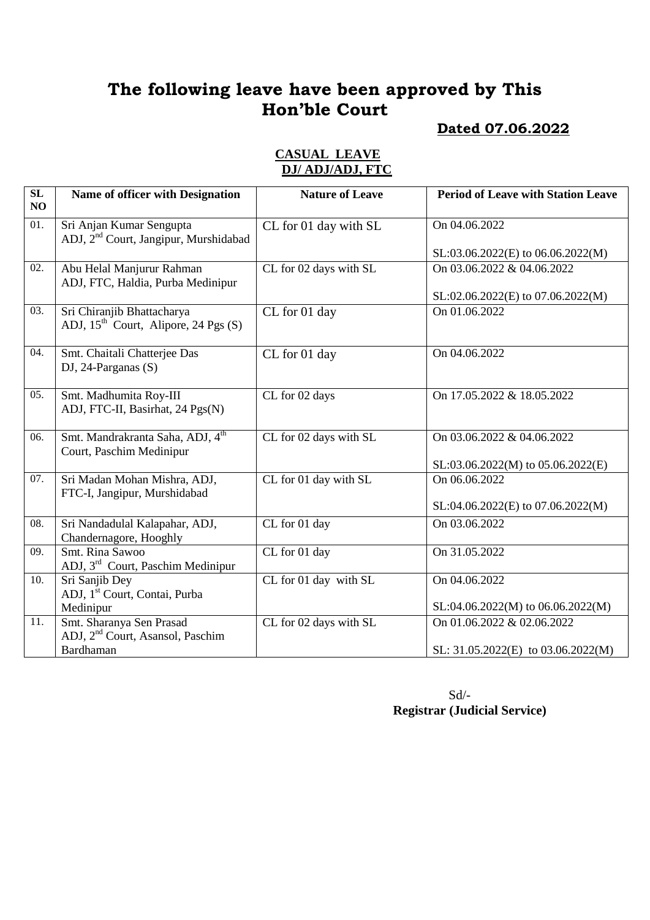# The following leave have been approved by This Hon'ble Court

**Dated 07.06.2022**

**CASUAL LEAVE**
**DJ/ ADJ/ADJ, FTC**

| SL NO | Name of officer with Designation | Nature of Leave | Period of Leave with Station Leave |
|---|---|---|---|
| 01. | Sri Anjan Kumar Sengupta<br>ADJ, 2nd Court, Jangipur, Murshidabad | CL for 01 day with SL | On 04.06.2022<br><br>SL:03.06.2022(E) to 06.06.2022(M) |
| 02. | Abu Helal Manjurur Rahman<br>ADJ, FTC, Haldia, Purba Medinipur | CL for 02 days with SL | On 03.06.2022 & 04.06.2022<br><br>SL:02.06.2022(E) to 07.06.2022(M) |
| 03. | Sri Chiranjib Bhattacharya<br>ADJ, 15th Court, Alipore, 24 Pgs (S) | CL for 01 day | On 01.06.2022 |
| 04. | Smt. Chaitali Chatterjee Das<br>DJ, 24-Parganas (S) | CL for 01 day | On 04.06.2022 |
| 05. | Smt. Madhumita Roy-III<br>ADJ, FTC-II, Basirhat, 24 Pgs(N) | CL for 02 days | On 17.05.2022 & 18.05.2022 |
| 06. | Smt. Mandrakranta Saha, ADJ, 4th Court, Paschim Medinipur | CL for 02 days with SL | On 03.06.2022 & 04.06.2022<br><br>SL:03.06.2022(M) to 05.06.2022(E) |
| 07. | Sri Madan Mohan Mishra, ADJ, FTC-I, Jangipur, Murshidabad | CL for 01 day with SL | On 06.06.2022<br><br>SL:04.06.2022(E) to 07.06.2022(M) |
| 08. | Sri Nandadulal Kalapahar, ADJ, Chandernagore, Hooghly | CL for 01 day | On 03.06.2022 |
| 09. | Smt. Rina Sawoo<br>ADJ, 3rd Court, Paschim Medinipur | CL for 01 day | On 31.05.2022 |
| 10. | Sri Sanjib Dey<br>ADJ, 1st Court, Contai, Purba Medinipur | CL for 01 day with SL | On 04.06.2022<br><br>SL:04.06.2022(M) to 06.06.2022(M) |
| 11. | Smt. Sharanya Sen Prasad<br>ADJ, 2nd Court, Asansol, Paschim Bardhaman | CL for 02 days with SL | On 01.06.2022 & 02.06.2022<br><br>SL: 31.05.2022(E) to 03.06.2022(M) |

Sd/-
**Registrar (Judicial Service)**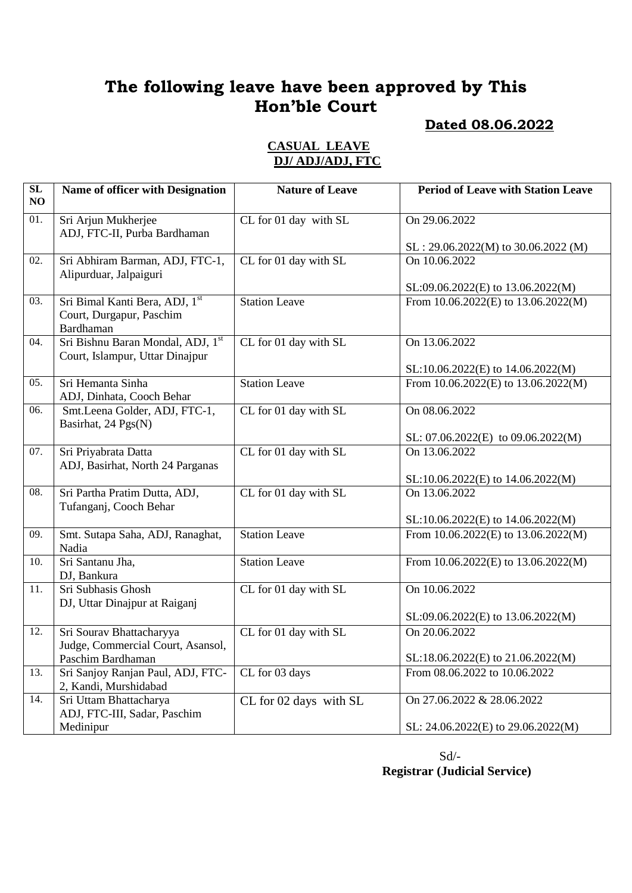# The following leave have been approved by This Hon'ble Court

**Dated 08.06.2022**

**CASUAL LEAVE**
**DJ/ ADJ/ADJ, FTC**

| SL NO | Name of officer with Designation | Nature of Leave | Period of Leave with Station Leave |
|---|---|---|---|
| 01. | Sri Arjun Mukherjee ADJ, FTC-II, Purba Bardhaman | CL for 01 day with SL | On 29.06.2022<br><br>SL : 29.06.2022(M) to 30.06.2022 (M) |
| 02. | Sri Abhiram Barman, ADJ, FTC-1, Alipurduar, Jalpaiguri | CL for 01 day with SL | On 10.06.2022<br><br>SL:09.06.2022(E) to 13.06.2022(M) |
| 03. | Sri Bimal Kanti Bera, ADJ, 1st Court, Durgapur, Paschim Bardhaman | Station Leave | From 10.06.2022(E) to 13.06.2022(M) |
| 04. | Sri Bishnu Baran Mondal, ADJ, 1st Court, Islampur, Uttar Dinajpur | CL for 01 day with SL | On 13.06.2022<br><br>SL:10.06.2022(E) to 14.06.2022(M) |
| 05. | Sri Hemanta Sinha ADJ, Dinhata, Cooch Behar | Station Leave | From 10.06.2022(E) to 13.06.2022(M) |
| 06. | Smt.Leena Golder, ADJ, FTC-1, Basirhat, 24 Pgs(N) | CL for 01 day with SL | On 08.06.2022<br><br>SL: 07.06.2022(E) to 09.06.2022(M) |
| 07. | Sri Priyabrata Datta ADJ, Basirhat, North 24 Parganas | CL for 01 day with SL | On 13.06.2022<br><br>SL:10.06.2022(E) to 14.06.2022(M) |
| 08. | Sri Partha Pratim Dutta, ADJ, Tufanganj, Cooch Behar | CL for 01 day with SL | On 13.06.2022<br><br>SL:10.06.2022(E) to 14.06.2022(M) |
| 09. | Smt. Sutapa Saha, ADJ, Ranaghat, Nadia | Station Leave | From 10.06.2022(E) to 13.06.2022(M) |
| 10. | Sri Santanu Jha, DJ, Bankura | Station Leave | From 10.06.2022(E) to 13.06.2022(M) |
| 11. | Sri Subhasis Ghosh DJ, Uttar Dinajpur at Raiganj | CL for 01 day with SL | On 10.06.2022<br><br>SL:09.06.2022(E) to 13.06.2022(M) |
| 12. | Sri Sourav Bhattacharyya Judge, Commercial Court, Asansol, Paschim Bardhaman | CL for 01 day with SL | On 20.06.2022<br><br>SL:18.06.2022(E) to 21.06.2022(M) |
| 13. | Sri Sanjoy Ranjan Paul, ADJ, FTC-2, Kandi, Murshidabad | CL for 03 days | From 08.06.2022 to 10.06.2022 |
| 14. | Sri Uttam Bhattacharya ADJ, FTC-III, Sadar, Paschim Medinipur | CL for 02 days with SL | On 27.06.2022 & 28.06.2022<br><br>SL: 24.06.2022(E) to 29.06.2022(M) |

Sd/-
**Registrar (Judicial Service)**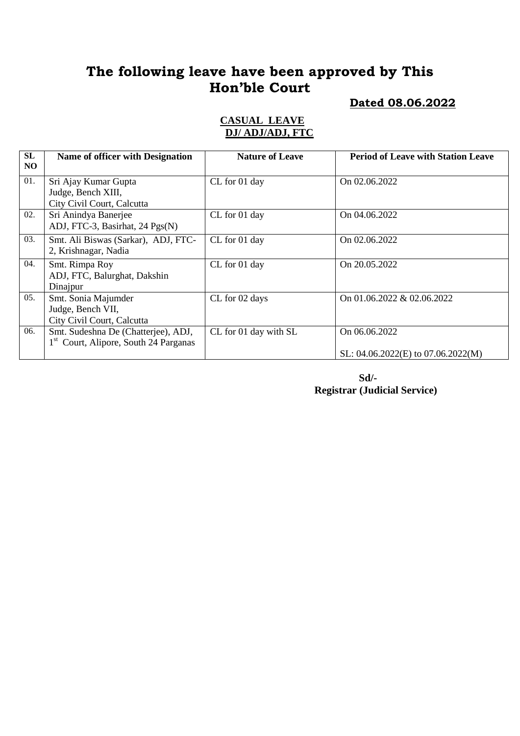# The following leave have been approved by This Hon'ble Court

**Dated 08.06.2022**

**CASUAL LEAVE**
**DJ/ ADJ/ADJ, FTC**

| SL NO | Name of officer with Designation | Nature of Leave | Period of Leave with Station Leave |
|---|---|---|---|
| 01. | Sri Ajay Kumar Gupta<br>Judge, Bench XIII,<br>City Civil Court, Calcutta | CL for 01 day | On 02.06.2022 |
| 02. | Sri Anindya Banerjee<br>ADJ, FTC-3, Basirhat, 24 Pgs(N) | CL for 01 day | On 04.06.2022 |
| 03. | Smt. Ali Biswas (Sarkar), ADJ, FTC-2, Krishnagar, Nadia | CL for 01 day | On 02.06.2022 |
| 04. | Smt. Rimpa Roy<br>ADJ, FTC, Balurghat, Dakshin Dinajpur | CL for 01 day | On 20.05.2022 |
| 05. | Smt. Sonia Majumder<br>Judge, Bench VII,<br>City Civil Court, Calcutta | CL for 02 days | On 01.06.2022 & 02.06.2022 |
| 06. | Smt. Sudeshna De (Chatterjee), ADJ, 1st Court, Alipore, South 24 Parganas | CL for 01 day with SL | On 06.06.2022<br><br>SL: 04.06.2022(E) to 07.06.2022(M) |

**Sd/-**
**Registrar (Judicial Service)**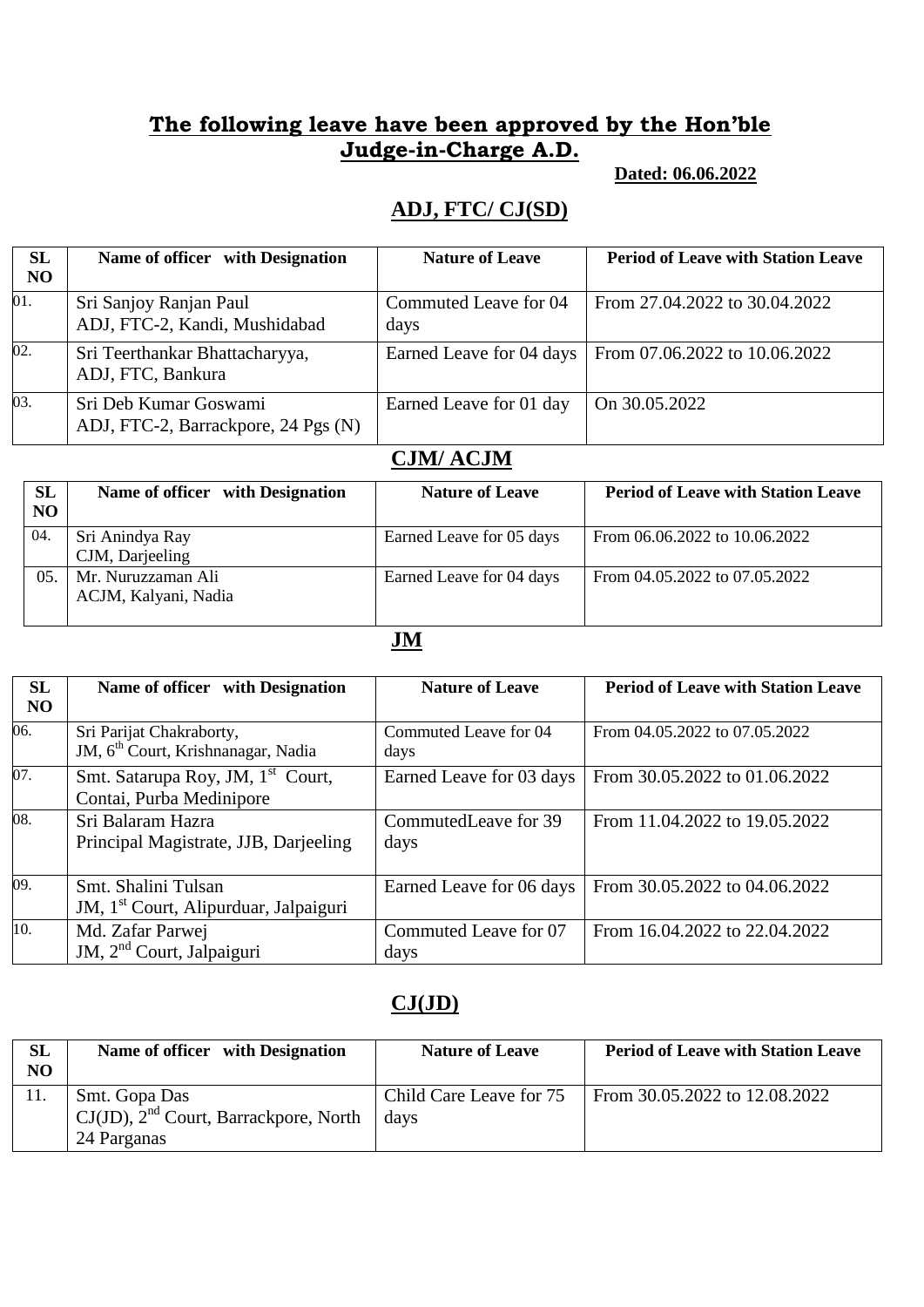## The following leave have been approved by the Hon'ble Judge-in-Charge A.D.

**Dated: 06.06.2022**

### ADJ, FTC/ CJ(SD)

| SL NO | Name of officer with Designation | Nature of Leave | Period of Leave with Station Leave |
|---|---|---|---|
| 01. | Sri Sanjoy Ranjan Paul<br>ADJ, FTC-2, Kandi, Mushidabad | Commuted Leave for 04 days | From 27.04.2022 to 30.04.2022 |
| 02. | Sri Teerthankar Bhattacharyya,<br>ADJ, FTC, Bankura | Earned Leave for 04 days | From 07.06.2022 to 10.06.2022 |
| 03. | Sri Deb Kumar Goswami<br>ADJ, FTC-2, Barrackpore, 24 Pgs (N) | Earned Leave for 01 day | On 30.05.2022 |

### CJM/ ACJM

| SL NO | Name of officer with Designation | Nature of Leave | Period of Leave with Station Leave |
|---|---|---|---|
| 04. | Sri Anindya Ray<br>CJM, Darjeeling | Earned Leave for 05 days | From 06.06.2022 to 10.06.2022 |
| 05. | Mr. Nuruzzaman Ali<br>ACJM, Kalyani, Nadia | Earned Leave for 04 days | From 04.05.2022 to 07.05.2022 |

### JM

| SL NO | Name of officer with Designation | Nature of Leave | Period of Leave with Station Leave |
|---|---|---|---|
| 06. | Sri Parijat Chakraborty,<br>JM, 6th Court, Krishnanagar, Nadia | Commuted Leave for 04 days | From 04.05.2022 to 07.05.2022 |
| 07. | Smt. Satarupa Roy, JM, 1st Court,<br>Contai, Purba Medinipore | Earned Leave for 03 days | From 30.05.2022 to 01.06.2022 |
| 08. | Sri Balaram Hazra<br>Principal Magistrate, JJB, Darjeeling | CommutedLeave for 39 days | From 11.04.2022 to 19.05.2022 |
| 09. | Smt. Shalini Tulsan<br>JM, 1st Court, Alipurduar, Jalpaiguri | Earned Leave for 06 days | From 30.05.2022 to 04.06.2022 |
| 10. | Md. Zafar Parwej<br>JM, 2nd Court, Jalpaiguri | Commuted Leave for 07 days | From 16.04.2022 to 22.04.2022 |

### CJ(JD)

| SL NO | Name of officer with Designation | Nature of Leave | Period of Leave with Station Leave |
|---|---|---|---|
| 11. | Smt. Gopa Das<br>CJ(JD), 2nd Court, Barrackpore, North 24 Parganas | Child Care Leave for 75 days | From 30.05.2022 to 12.08.2022 |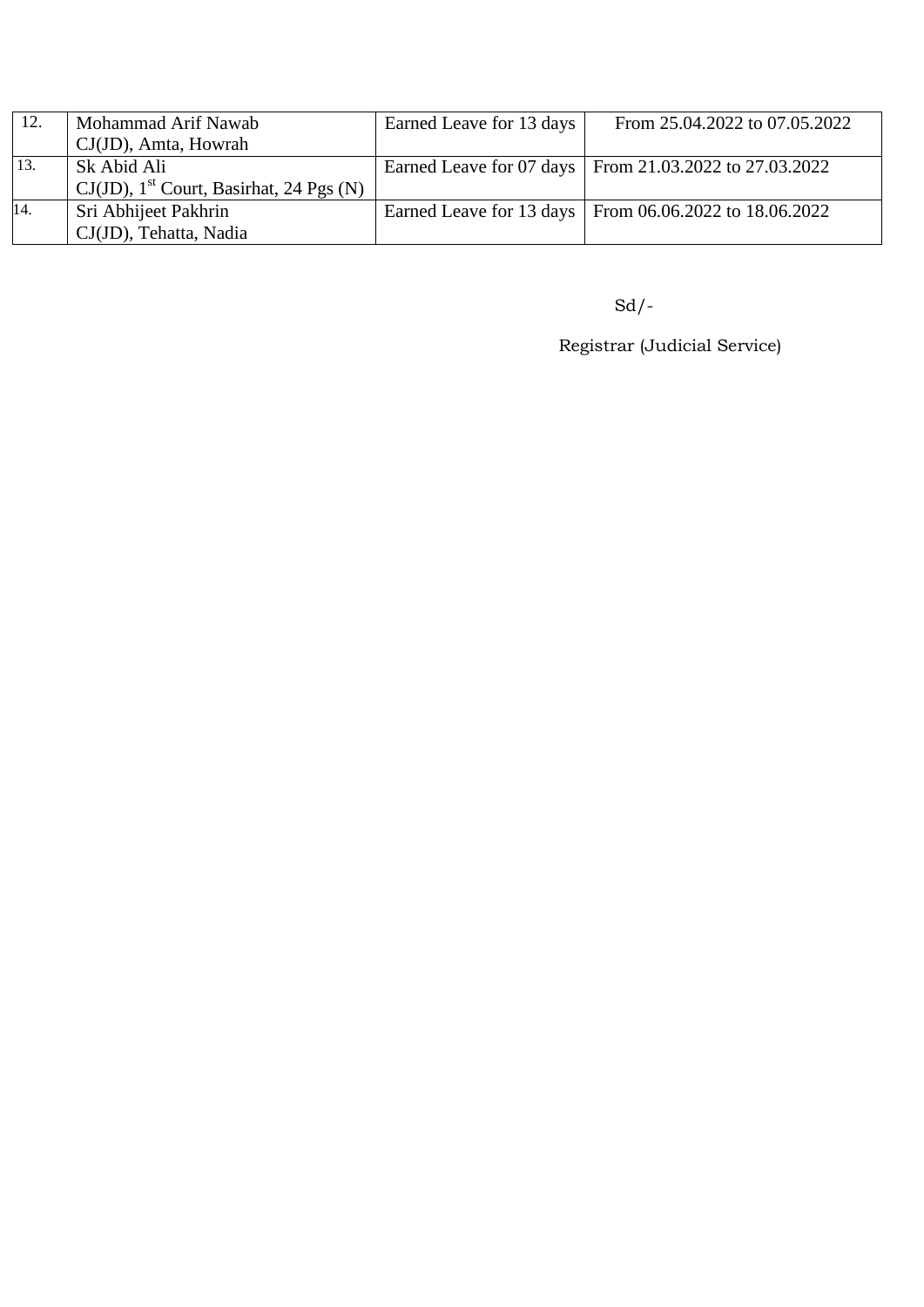| 12. | Mohammad Arif Nawab<br>CJ(JD), Amta, Howrah | Earned Leave for 13 days | From 25.04.2022 to 07.05.2022 |
|---|---|---|---|
| 13. | Sk Abid Ali<br>CJ(JD), 1st Court, Basirhat, 24 Pgs (N) | Earned Leave for 07 days | From 21.03.2022 to 27.03.2022 |
| 14. | Sri Abhijeet Pakhrin<br>CJ(JD), Tehatta, Nadia | Earned Leave for 13 days | From 06.06.2022 to 18.06.2022 |

Sd/-

Registrar (Judicial Service)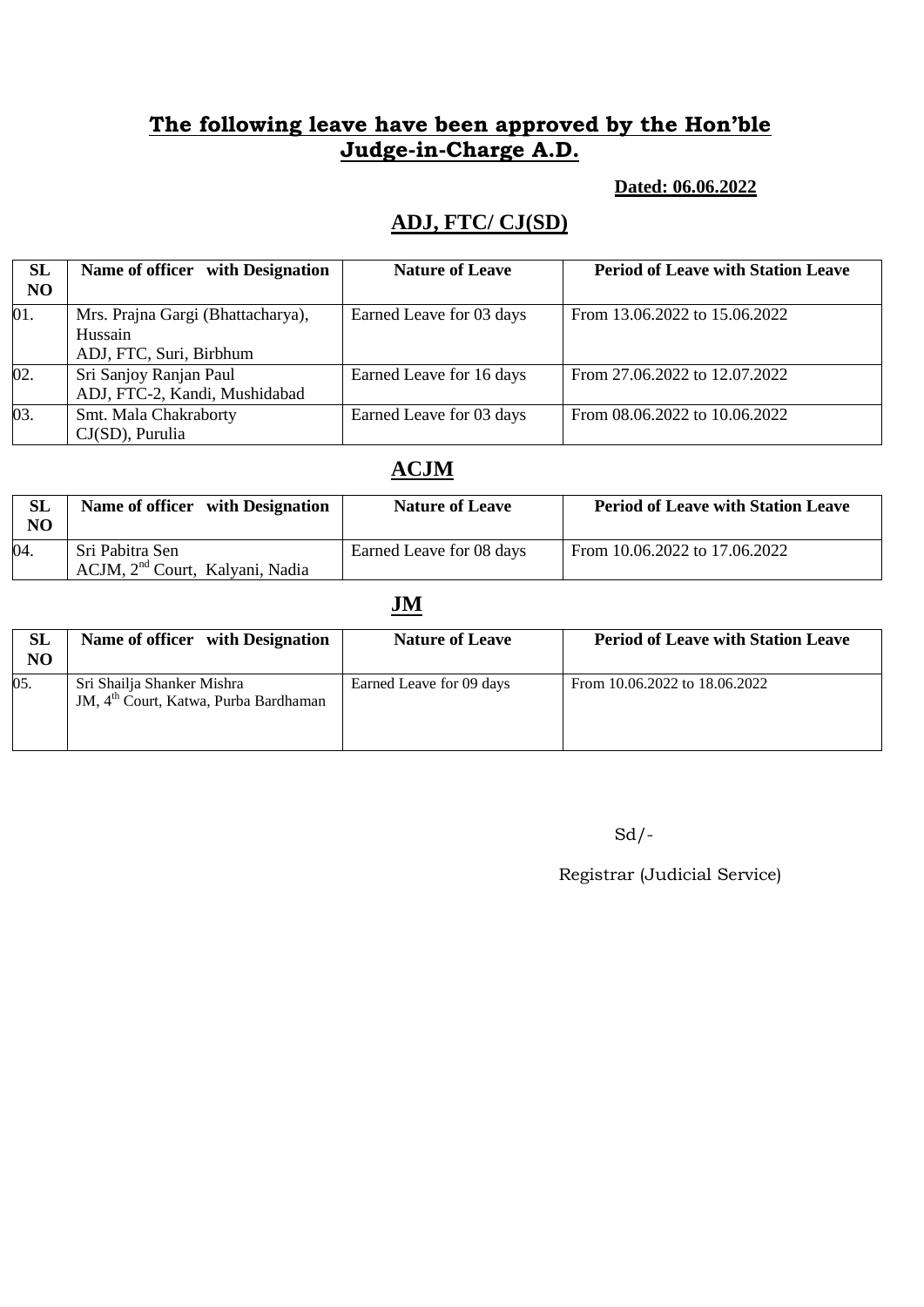## The following leave have been approved by the Hon'ble Judge-in-Charge A.D.

**Dated: 06.06.2022**

### ADJ, FTC/ CJ(SD)

| SL NO | Name of officer with Designation | Nature of Leave | Period of Leave with Station Leave |
|---|---|---|---|
| 01. | Mrs. Prajna Gargi (Bhattacharya), Hussain<br>ADJ, FTC, Suri, Birbhum | Earned Leave for 03 days | From 13.06.2022 to 15.06.2022 |
| 02. | Sri Sanjoy Ranjan Paul<br>ADJ, FTC-2, Kandi, Mushidabad | Earned Leave for 16 days | From 27.06.2022 to 12.07.2022 |
| 03. | Smt. Mala Chakraborty<br>CJ(SD), Purulia | Earned Leave for 03 days | From 08.06.2022 to 10.06.2022 |

### ACJM

| SL NO | Name of officer with Designation | Nature of Leave | Period of Leave with Station Leave |
|---|---|---|---|
| 04. | Sri Pabitra Sen<br>ACJM, 2nd Court, Kalyani, Nadia | Earned Leave for 08 days | From 10.06.2022 to 17.06.2022 |

### JM

| SL NO | Name of officer with Designation | Nature of Leave | Period of Leave with Station Leave |
|---|---|---|---|
| 05. | Sri Shailja Shanker Mishra<br>JM, 4th Court, Katwa, Purba Bardhaman | Earned Leave for 09 days | From 10.06.2022 to 18.06.2022 |

Sd/-

Registrar (Judicial Service)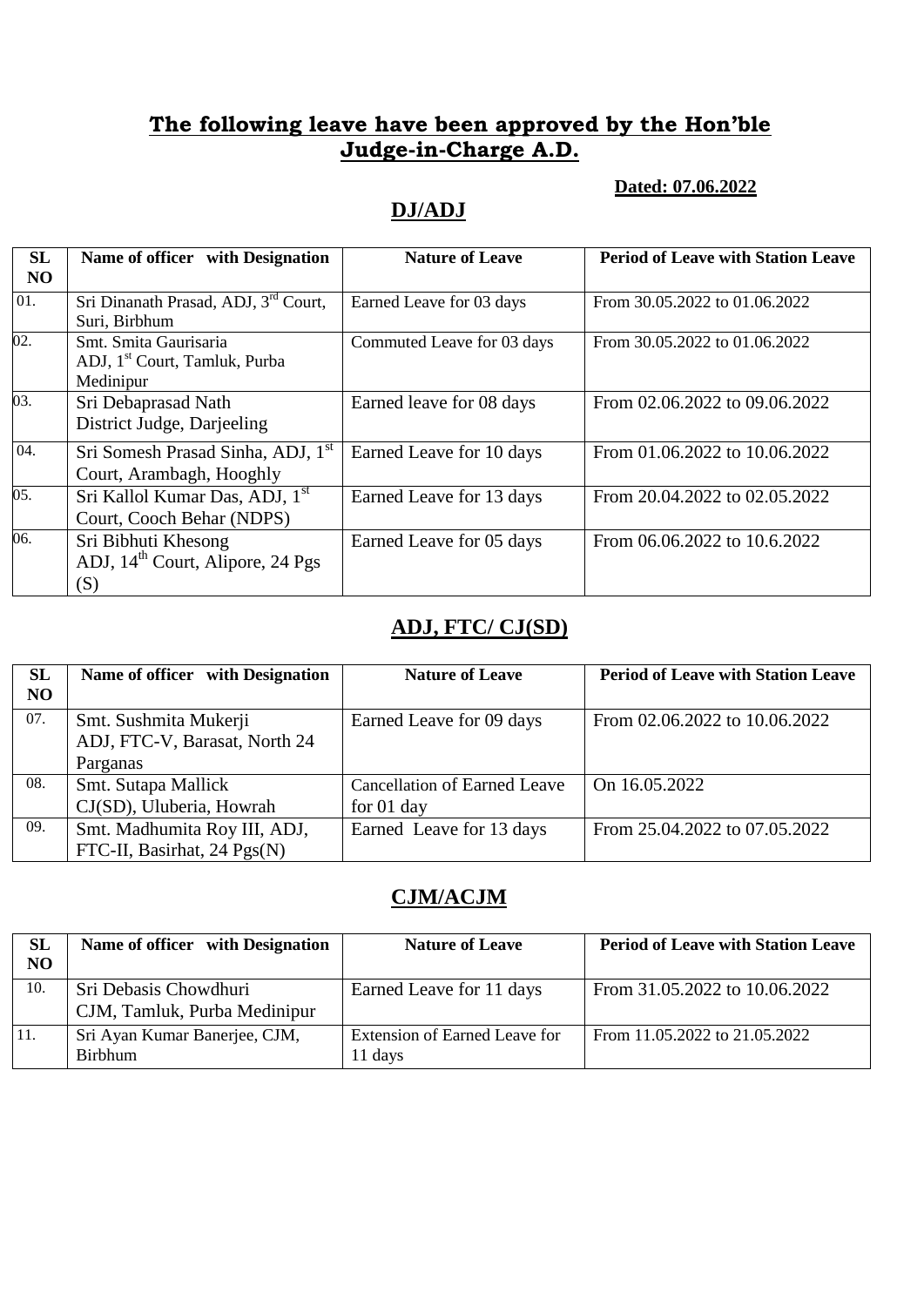## The following leave have been approved by the Hon'ble Judge-in-Charge A.D.

**Dated: 07.06.2022**

### DJ/ADJ

| SL NO | Name of officer with Designation | Nature of Leave | Period of Leave with Station Leave |
|---|---|---|---|
| 01. | Sri Dinanath Prasad, ADJ, 3rd Court, Suri, Birbhum | Earned Leave for 03 days | From 30.05.2022 to 01.06.2022 |
| 02. | Smt. Smita Gaurisaria ADJ, 1st Court, Tamluk, Purba Medinipur | Commuted Leave for 03 days | From 30.05.2022 to 01.06.2022 |
| 03. | Sri Debaprasad Nath District Judge, Darjeeling | Earned leave for 08 days | From 02.06.2022 to 09.06.2022 |
| 04. | Sri Somesh Prasad Sinha, ADJ, 1st Court, Arambagh, Hooghly | Earned Leave for 10 days | From 01.06.2022 to 10.06.2022 |
| 05. | Sri Kallol Kumar Das, ADJ, 1st Court, Cooch Behar (NDPS) | Earned Leave for 13 days | From 20.04.2022 to 02.05.2022 |
| 06. | Sri Bibhuti Khesong ADJ, 14th Court, Alipore, 24 Pgs (S) | Earned Leave for 05 days | From 06.06.2022 to 10.6.2022 |

### ADJ, FTC/ CJ(SD)

| SL NO | Name of officer with Designation | Nature of Leave | Period of Leave with Station Leave |
|---|---|---|---|
| 07. | Smt. Sushmita Mukerji ADJ, FTC-V, Barasat, North 24 Parganas | Earned Leave for 09 days | From 02.06.2022 to 10.06.2022 |
| 08. | Smt. Sutapa Mallick CJ(SD), Uluberia, Howrah | Cancellation of Earned Leave for 01 day | On 16.05.2022 |
| 09. | Smt. Madhumita Roy III, ADJ, FTC-II, Basirhat, 24 Pgs(N) | Earned Leave for 13 days | From 25.04.2022 to 07.05.2022 |

### CJM/ACJM

| SL NO | Name of officer with Designation | Nature of Leave | Period of Leave with Station Leave |
|---|---|---|---|
| 10. | Sri Debasis Chowdhuri CJM, Tamluk, Purba Medinipur | Earned Leave for 11 days | From 31.05.2022 to 10.06.2022 |
| 11. | Sri Ayan Kumar Banerjee, CJM, Birbhum | Extension of Earned Leave for 11 days | From 11.05.2022 to 21.05.2022 |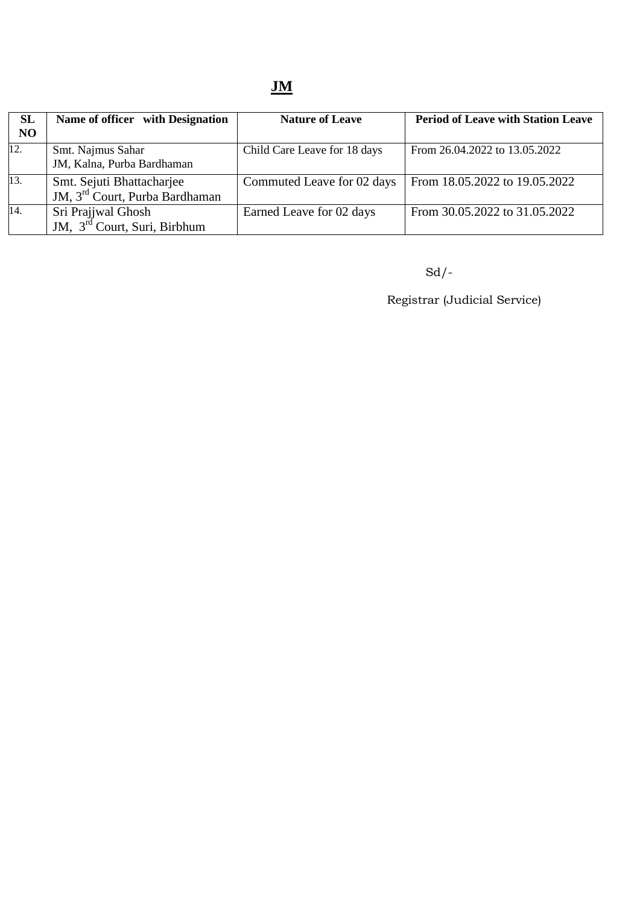## JM

| SL NO | Name of officer with Designation | Nature of Leave | Period of Leave with Station Leave |
|---|---|---|---|
| 12. | Smt. Najmus Sahar<br>JM, Kalna, Purba Bardhaman | Child Care Leave for 18 days | From 26.04.2022 to 13.05.2022 |
| 13. | Smt. Sejuti Bhattacharjee<br>JM, 3rd Court, Purba Bardhaman | Commuted Leave for 02 days | From 18.05.2022 to 19.05.2022 |
| 14. | Sri Prajjwal Ghosh<br>JM, 3rd Court, Suri, Birbhum | Earned Leave for 02 days | From 30.05.2022 to 31.05.2022 |

Sd/-

Registrar (Judicial Service)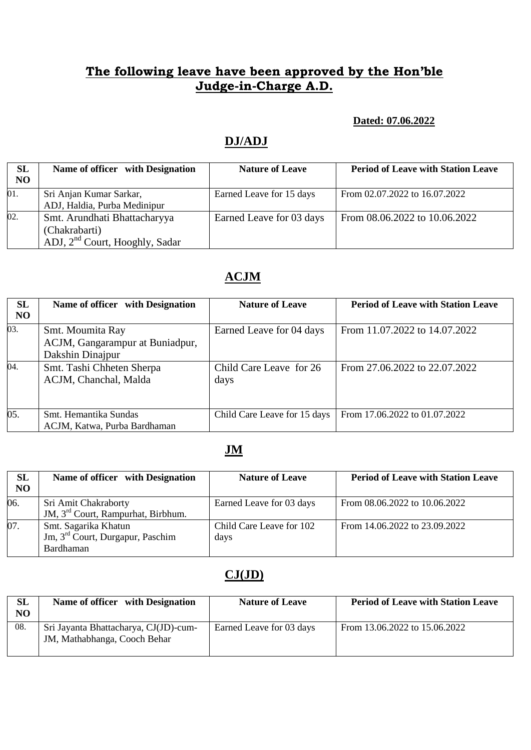## The following leave have been approved by the Hon'ble Judge-in-Charge A.D.

**Dated: 07.06.2022**

## DJ/ADJ

| SL NO | Name of officer with Designation | Nature of Leave | Period of Leave with Station Leave |
|---|---|---|---|
| 01. | Sri Anjan Kumar Sarkar, ADJ, Haldia, Purba Medinipur | Earned Leave for 15 days | From 02.07.2022 to 16.07.2022 |
| 02. | Smt. Arundhati Bhattacharyya (Chakrabarti) ADJ, 2nd Court, Hooghly, Sadar | Earned Leave for 03 days | From 08.06.2022 to 10.06.2022 |

## ACJM

| SL NO | Name of officer with Designation | Nature of Leave | Period of Leave with Station Leave |
|---|---|---|---|
| 03. | Smt. Moumita Ray ACJM, Gangarampur at Buniadpur, Dakshin Dinajpur | Earned Leave for 04 days | From 11.07.2022 to 14.07.2022 |
| 04. | Smt. Tashi Chheten Sherpa ACJM, Chanchal, Malda | Child Care Leave for 26 days | From 27.06.2022 to 22.07.2022 |
| 05. | Smt. Hemantika Sundas ACJM, Katwa, Purba Bardhaman | Child Care Leave for 15 days | From 17.06.2022 to 01.07.2022 |

## JM

| SL NO | Name of officer with Designation | Nature of Leave | Period of Leave with Station Leave |
|---|---|---|---|
| 06. | Sri Amit Chakraborty JM, 3rd Court, Rampurhat, Birbhum. | Earned Leave for 03 days | From 08.06.2022 to 10.06.2022 |
| 07. | Smt. Sagarika Khatun Jm, 3rd Court, Durgapur, Paschim Bardhaman | Child Care Leave for 102 days | From 14.06.2022 to 23.09.2022 |

## CJ(JD)

| SL NO | Name of officer with Designation | Nature of Leave | Period of Leave with Station Leave |
|---|---|---|---|
| 08. | Sri Jayanta Bhattacharya, CJ(JD)-cum-JM, Mathabhanga, Cooch Behar | Earned Leave for 03 days | From 13.06.2022 to 15.06.2022 |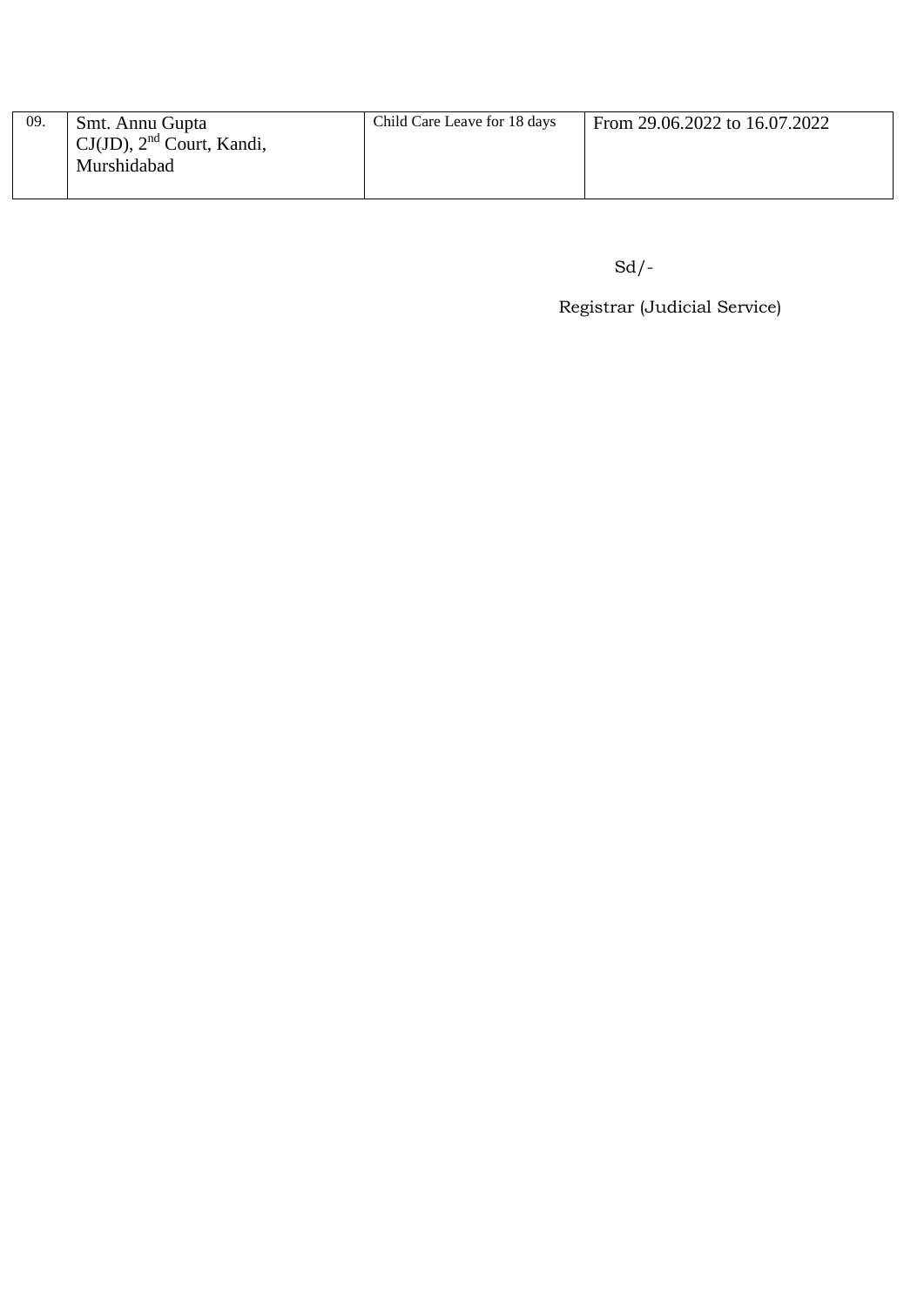| | | | |
|---|---|---|---|
| 09. | Smt. Annu Gupta<br>CJ(JD), 2nd Court, Kandi, Murshidabad | Child Care Leave for 18 days | From 29.06.2022 to 16.07.2022 |

Sd/-

Registrar (Judicial Service)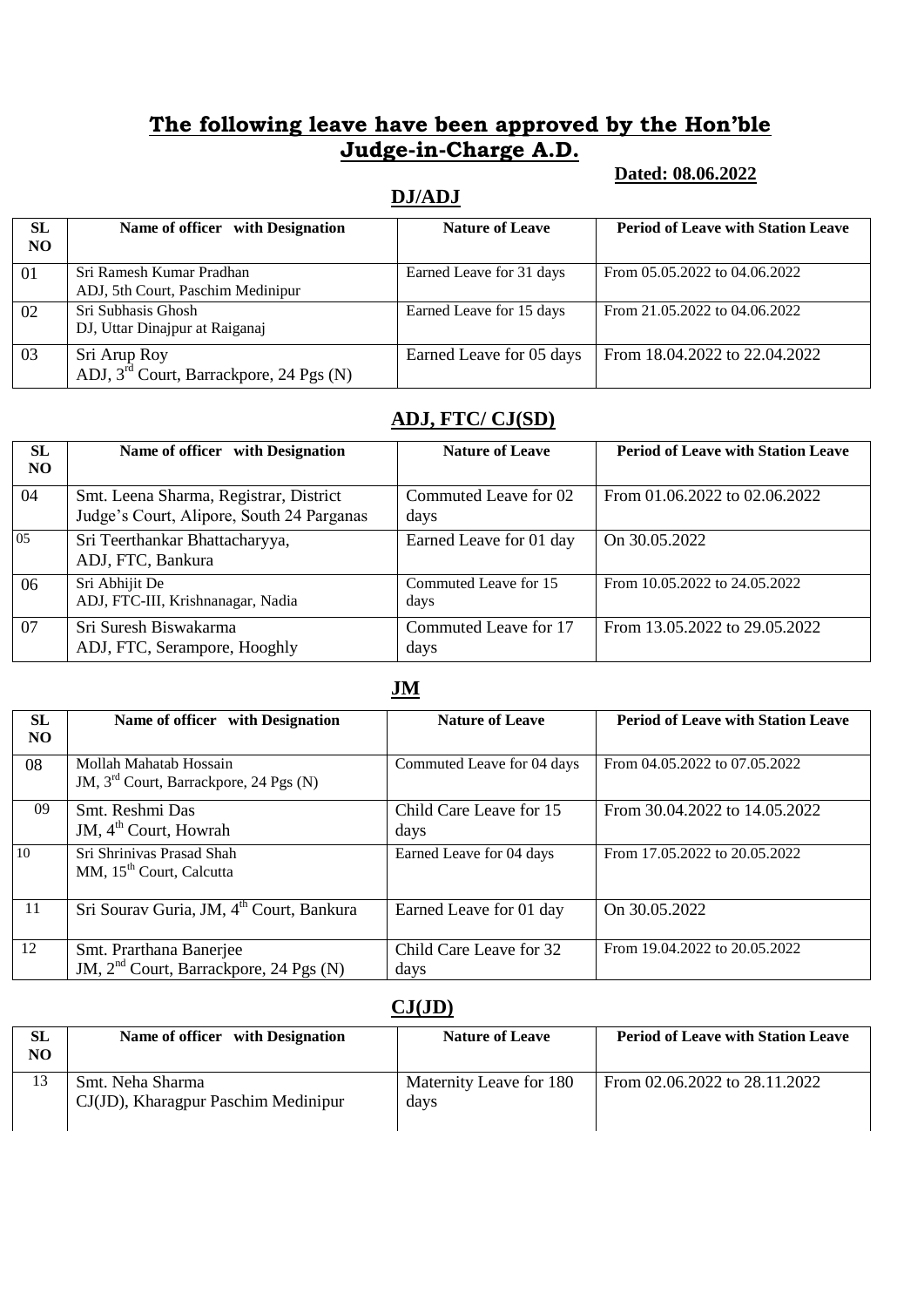# The following leave have been approved by the Hon'ble Judge-in-Charge A.D.

**Dated: 08.06.2022**

## DJ/ADJ

| SL NO | Name of officer with Designation | Nature of Leave | Period of Leave with Station Leave |
|---|---|---|---|
| 01 | Sri Ramesh Kumar Pradhan ADJ, 5th Court, Paschim Medinipur | Earned Leave for 31 days | From 05.05.2022 to 04.06.2022 |
| 02 | Sri Subhasis Ghosh DJ, Uttar Dinajpur at Raiganaj | Earned Leave for 15 days | From 21.05.2022 to 04.06.2022 |
| 03 | Sri Arup Roy ADJ, 3rd Court, Barrackpore, 24 Pgs (N) | Earned Leave for 05 days | From 18.04.2022 to 22.04.2022 |

## ADJ, FTC/ CJ(SD)

| SL NO | Name of officer with Designation | Nature of Leave | Period of Leave with Station Leave |
|---|---|---|---|
| 04 | Smt. Leena Sharma, Registrar, District Judge's Court, Alipore, South 24 Parganas | Commuted Leave for 02 days | From 01.06.2022 to 02.06.2022 |
| 05 | Sri Teerthankar Bhattacharyya, ADJ, FTC, Bankura | Earned Leave for 01 day | On 30.05.2022 |
| 06 | Sri Abhijit De ADJ, FTC-III, Krishnanagar, Nadia | Commuted Leave for 15 days | From 10.05.2022 to 24.05.2022 |
| 07 | Sri Suresh Biswakarma ADJ, FTC, Serampore, Hooghly | Commuted Leave for 17 days | From 13.05.2022 to 29.05.2022 |

## JM

| SL NO | Name of officer with Designation | Nature of Leave | Period of Leave with Station Leave |
|---|---|---|---|
| 08 | Mollah Mahatab Hossain JM, 3rd Court, Barrackpore, 24 Pgs (N) | Commuted Leave for 04 days | From 04.05.2022 to 07.05.2022 |
| 09 | Smt. Reshmi Das JM, 4th Court, Howrah | Child Care Leave for 15 days | From 30.04.2022 to 14.05.2022 |
| 10 | Sri Shrinivas Prasad Shah MM, 15th Court, Calcutta | Earned Leave for 04 days | From 17.05.2022 to 20.05.2022 |
| 11 | Sri Sourav Guria, JM, 4th Court, Bankura | Earned Leave for 01 day | On 30.05.2022 |
| 12 | Smt. Prarthana Banerjee JM, 2nd Court, Barrackpore, 24 Pgs (N) | Child Care Leave for 32 days | From 19.04.2022 to 20.05.2022 |

## CJ(JD)

| SL NO | Name of officer with Designation | Nature of Leave | Period of Leave with Station Leave |
|---|---|---|---|
| 13 | Smt. Neha Sharma CJ(JD), Kharagpur Paschim Medinipur | Maternity Leave for 180 days | From 02.06.2022 to 28.11.2022 |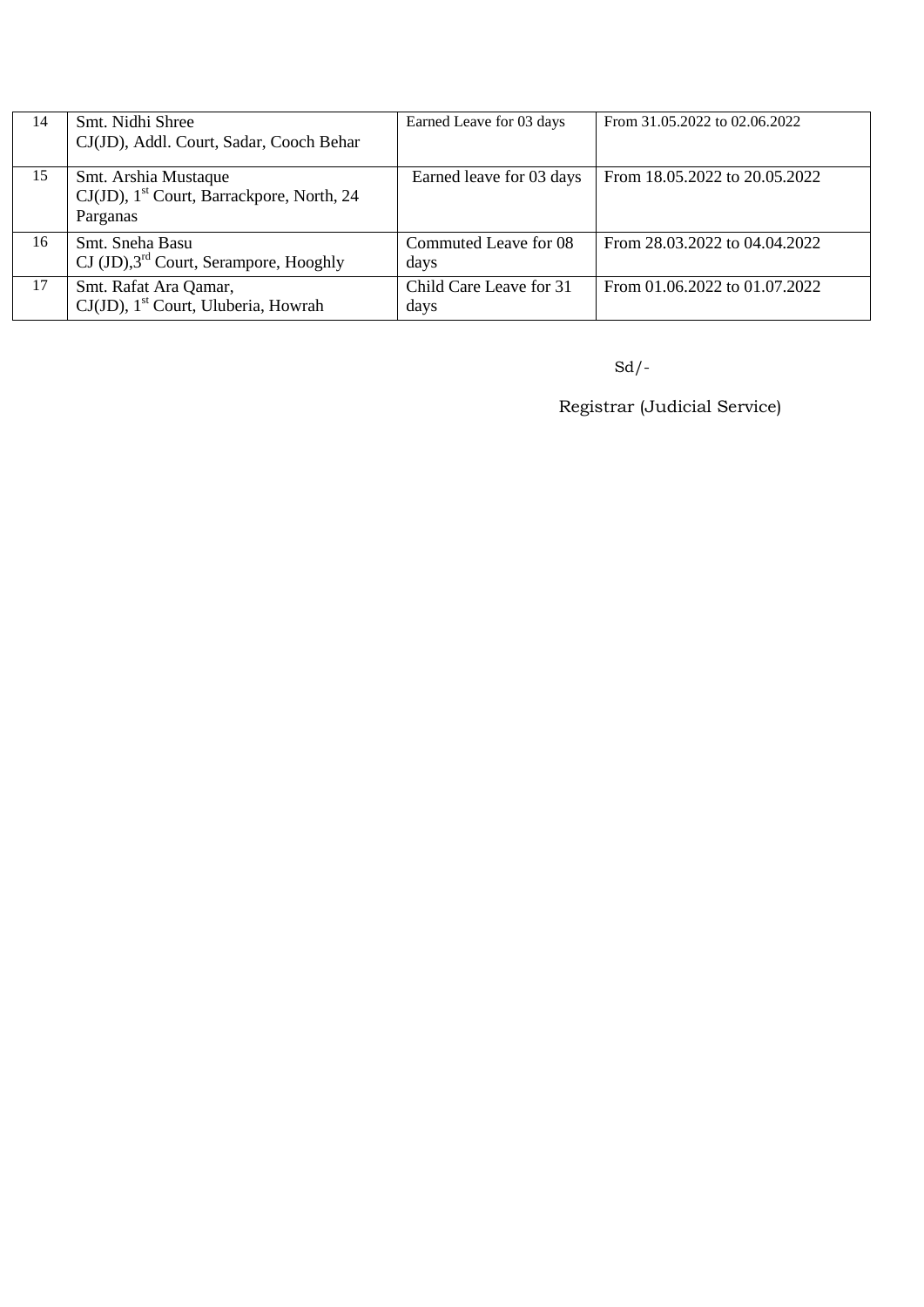| 14 | Smt. Nidhi Shree<br>CJ(JD), Addl. Court, Sadar, Cooch Behar | Earned Leave for 03 days | From 31.05.2022 to 02.06.2022 |
|---|---|---|---|
| 15 | Smt. Arshia Mustaque<br>CJ(JD), 1st Court, Barrackpore, North, 24 Parganas | Earned leave for 03 days | From 18.05.2022 to 20.05.2022 |
| 16 | Smt. Sneha Basu<br>CJ (JD),3rd Court, Serampore, Hooghly | Commuted Leave for 08 days | From 28.03.2022 to 04.04.2022 |
| 17 | Smt. Rafat Ara Qamar,<br>CJ(JD), 1st Court, Uluberia, Howrah | Child Care Leave for 31 days | From 01.06.2022 to 01.07.2022 |

Sd/-

Registrar (Judicial Service)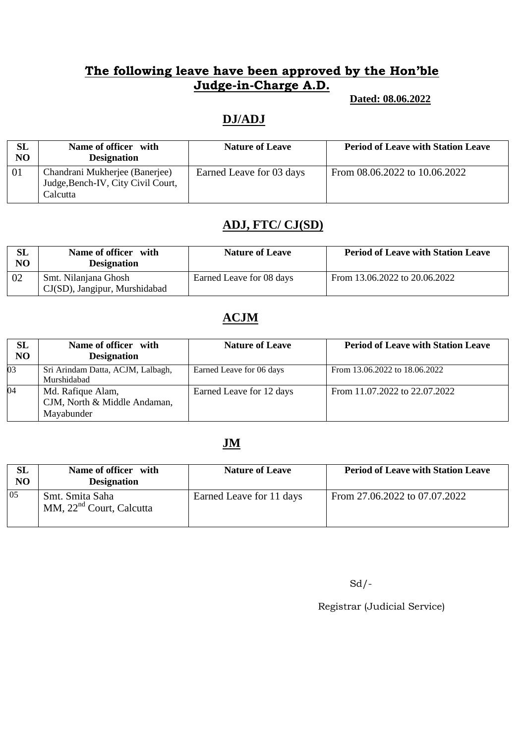## The following leave have been approved by the Hon'ble Judge-in-Charge A.D.

**Dated: 08.06.2022**

### DJ/ADJ

| SL NO | Name of officer with Designation | Nature of Leave | Period of Leave with Station Leave |
|---|---|---|---|
| 01 | Chandrani Mukherjee (Banerjee) Judge,Bench-IV, City Civil Court, Calcutta | Earned Leave for 03 days | From 08.06.2022 to 10.06.2022 |

### ADJ, FTC/ CJ(SD)

| SL NO | Name of officer with Designation | Nature of Leave | Period of Leave with Station Leave |
|---|---|---|---|
| 02 | Smt. Nilanjana Ghosh CJ(SD), Jangipur, Murshidabad | Earned Leave for 08 days | From 13.06.2022 to 20.06.2022 |

### ACJM

| SL NO | Name of officer with Designation | Nature of Leave | Period of Leave with Station Leave |
|---|---|---|---|
| 03 | Sri Arindam Datta, ACJM, Lalbagh, Murshidabad | Earned Leave for 06 days | From 13.06.2022 to 18.06.2022 |
| 04 | Md. Rafique Alam, CJM, North & Middle Andaman, Mayabunder | Earned Leave for 12 days | From 11.07.2022 to 22.07.2022 |

### JM

| SL NO | Name of officer with Designation | Nature of Leave | Period of Leave with Station Leave |
|---|---|---|---|
| 05 | Smt. Smita Saha MM, 22nd Court, Calcutta | Earned Leave for 11 days | From 27.06.2022 to 07.07.2022 |

Sd/-

Registrar (Judicial Service)